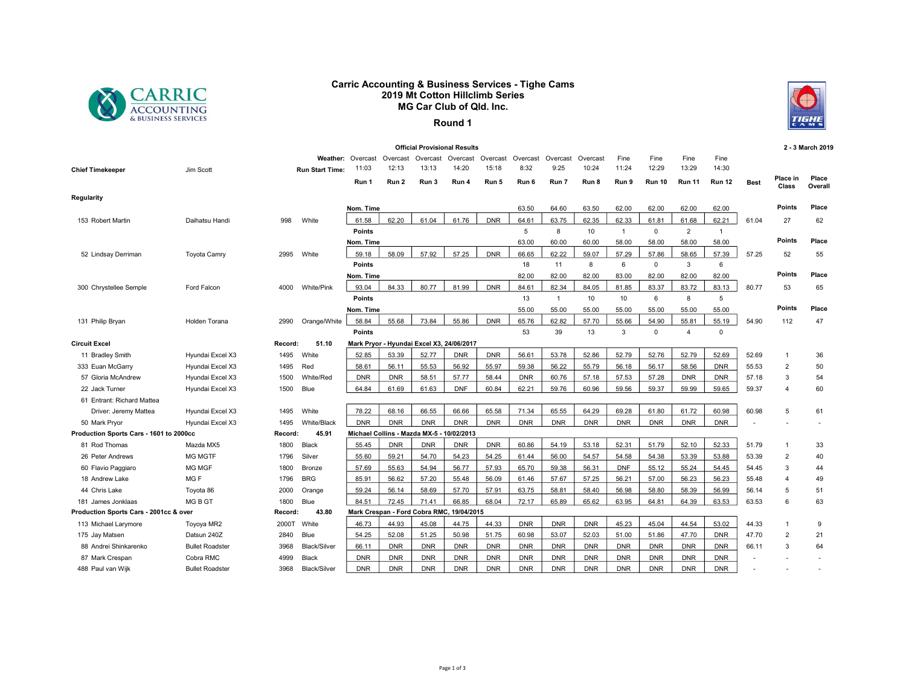# Carric Accounting & Business Services - Tighe Cams
## 2019 Mt Cotton Hillclimb Series
## MG Car Club of Qld. Inc.
### Round 1

**Official Provisional Results** — **2 - 3 March 2019**

**Chief Timekeeper**: Jim Scott

| | | | | Run 1 | Run 2 | Run 3 | Run 4 | Run 5 | Run 6 | Run 7 | Run 8 | Run 9 | Run 10 | Run 11 | Run 12 | Best | Place in Class | Place Overall |
|---|---|---|---|---|---|---|---|---|---|---|---|---|---|---|---|---|---|---|
| | | | Weather: | Overcast | Overcast | Overcast | Overcast | Overcast | Overcast | Overcast | Overcast | Fine | Fine | Fine | Fine | | | |
| | | | Run Start Time: | 11:03 | 12:13 | 13:13 | 14:20 | 15:18 | 8:32 | 9:25 | 10:24 | 11:24 | 12:29 | 13:29 | 14:30 | | | |
| **Regularity** | | | | | | | | | | | | | | | | | | |
| | | | | Nom. Time | | | | | 63.50 | 64.60 | 63.50 | 62.00 | 62.00 | 62.00 | 62.00 | | Points | Place |
| 153 Robert Martin | Daihatsu Handi | 998 | White | 61.58 | 62.20 | 61.04 | 61.76 | DNR | 64.61 | 63.75 | 62.35 | 62.33 | 61.81 | 61.68 | 62.21 | 61.04 | 27 | 62 |
| | | | | Points | | | | | 5 | 8 | 10 | 1 | 0 | 2 | 1 | | | |
| | | | | Nom. Time | | | | | 63.00 | 60.00 | 60.00 | 58.00 | 58.00 | 58.00 | 58.00 | | Points | Place |
| 52 Lindsay Derriman | Toyota Camry | 2995 | White | 59.18 | 58.09 | 57.92 | 57.25 | DNR | 66.65 | 62.22 | 59.07 | 57.29 | 57.86 | 58.65 | 57.39 | 57.25 | 52 | 55 |
| | | | | Points | | | | | 18 | 11 | 8 | 6 | 0 | 3 | 6 | | | |
| | | | | Nom. Time | | | | | 82.00 | 82.00 | 82.00 | 83.00 | 82.00 | 82.00 | 82.00 | | Points | Place |
| 300 Chrystellee Semple | Ford Falcon | 4000 | White/Pink | 93.04 | 84.33 | 80.77 | 81.99 | DNR | 84.61 | 82.34 | 84.05 | 81.85 | 83.37 | 83.72 | 83.13 | 80.77 | 53 | 65 |
| | | | | Points | | | | | 13 | 1 | 10 | 10 | 6 | 8 | 5 | | | |
| | | | | Nom. Time | | | | | 55.00 | 55.00 | 55.00 | 55.00 | 55.00 | 55.00 | 55.00 | | Points | Place |
| 131 Philip Bryan | Holden Torana | 2990 | Orange/White | 58.84 | 55.68 | 73.84 | 55.86 | DNR | 65.76 | 62.82 | 57.70 | 55.66 | 54.90 | 55.81 | 55.19 | 54.90 | 112 | 47 |
| | | | | Points | | | | | 53 | 39 | 13 | 3 | 0 | 4 | 0 | | | |
| **Circuit Excel** | | Record: | 51.10 | Mark Pryor - Hyundai Excel X3, 24/06/2017 | | | | | | | | | | | | | | |
| 11 Bradley Smith | Hyundai Excel X3 | 1495 | White | 52.85 | 53.39 | 52.77 | DNR | DNR | 56.61 | 53.78 | 52.86 | 52.79 | 52.76 | 52.79 | 52.69 | 52.69 | 1 | 36 |
| 333 Euan McGarry | Hyundai Excel X3 | 1495 | Red | 58.61 | 56.11 | 55.53 | 56.92 | 55.97 | 59.38 | 56.22 | 55.79 | 56.18 | 56.17 | 58.56 | DNR | 55.53 | 2 | 50 |
| 57 Gloria McAndrew | Hyundai Excel X3 | 1500 | White/Red | DNR | DNR | 58.51 | 57.77 | 58.44 | DNR | 60.76 | 57.18 | 57.53 | 57.28 | DNR | DNR | 57.18 | 3 | 54 |
| 22 Jack Turner | Hyundai Excel X3 | 1500 | Blue | 64.84 | 61.69 | 61.63 | DNF | 60.84 | 62.21 | 59.76 | 60.96 | 59.56 | 59.37 | 59.99 | 59.65 | 59.37 | 4 | 60 |
| 61 Entrant: Richard Mattea | | | | | | | | | | | | | | | | | | |
| Driver: Jeremy Mattea | Hyundai Excel X3 | 1495 | White | 78.22 | 68.16 | 66.55 | 66.66 | 65.58 | 71.34 | 65.55 | 64.29 | 69.28 | 61.80 | 61.72 | 60.98 | 60.98 | 5 | 61 |
| 50 Mark Pryor | Hyundai Excel X3 | 1495 | White/Black | DNR | DNR | DNR | DNR | DNR | DNR | DNR | DNR | DNR | DNR | DNR | DNR | - | - | - |
| **Production Sports Cars - 1601 to 2000cc** | | Record: | 45.91 | Michael Collins - Mazda MX-5 - 10/02/2013 | | | | | | | | | | | | | | |
| 81 Rod Thomas | Mazda MX5 | 1800 | Black | 55.45 | DNR | DNR | DNR | DNR | 60.86 | 54.19 | 53.18 | 52.31 | 51.79 | 52.10 | 52.33 | 51.79 | 1 | 33 |
| 26 Peter Andrews | MG MGTF | 1796 | Silver | 55.60 | 59.21 | 54.70 | 54.23 | 54.25 | 61.44 | 56.00 | 54.57 | 54.58 | 54.38 | 53.39 | 53.88 | 53.39 | 2 | 40 |
| 60 Flavio Paggiaro | MG MGF | 1800 | Bronze | 57.69 | 55.63 | 54.94 | 56.77 | 57.93 | 65.70 | 59.38 | 56.31 | DNF | 55.12 | 55.24 | 54.45 | 54.45 | 3 | 44 |
| 18 Andrew Lake | MG F | 1796 | BRG | 85.91 | 56.62 | 57.20 | 55.48 | 56.09 | 61.46 | 57.67 | 57.25 | 56.21 | 57.00 | 56.23 | 56.23 | 55.48 | 4 | 49 |
| 44 Chris Lake | Toyota 86 | 2000 | Orange | 59.24 | 56.14 | 58.69 | 57.70 | 57.91 | 63.75 | 58.81 | 58.40 | 56.98 | 58.80 | 58.39 | 56.99 | 56.14 | 5 | 51 |
| 181 James Jonklaas | MG B GT | 1800 | Blue | 84.51 | 72.45 | 71.41 | 66.85 | 68.04 | 72.17 | 65.89 | 65.62 | 63.95 | 64.81 | 64.39 | 63.53 | 63.53 | 6 | 63 |
| **Production Sports Cars - 2001cc & over** | | Record: | 43.80 | Mark Crespan - Ford Cobra RMC, 19/04/2015 | | | | | | | | | | | | | | |
| 113 Michael Larymore | Toyoya MR2 | 2000T | White | 46.73 | 44.93 | 45.08 | 44.75 | 44.33 | DNR | DNR | DNR | 45.23 | 45.04 | 44.54 | 53.02 | 44.33 | 1 | 9 |
| 175 Jay Matsen | Datsun 240Z | 2840 | Blue | 54.25 | 52.08 | 51.25 | 50.98 | 51.75 | 60.98 | 53.07 | 52.03 | 51.00 | 51.86 | 47.70 | DNR | 47.70 | 2 | 21 |
| 88 Andrei Shinkarenko | Bullet Roadster | 3968 | Black/Silver | 66.11 | DNR | DNR | DNR | DNR | DNR | DNR | DNR | DNR | DNR | DNR | DNR | 66.11 | 3 | 64 |
| 87 Mark Crespan | Cobra RMC | 4999 | Black | DNR | DNR | DNR | DNR | DNR | DNR | DNR | DNR | DNR | DNR | DNR | DNR | - | - | - |
| 488 Paul van Wijk | Bullet Roadster | 3968 | Black/Silver | DNR | DNR | DNR | DNR | DNR | DNR | DNR | DNR | DNR | DNR | DNR | DNR | - | - | - |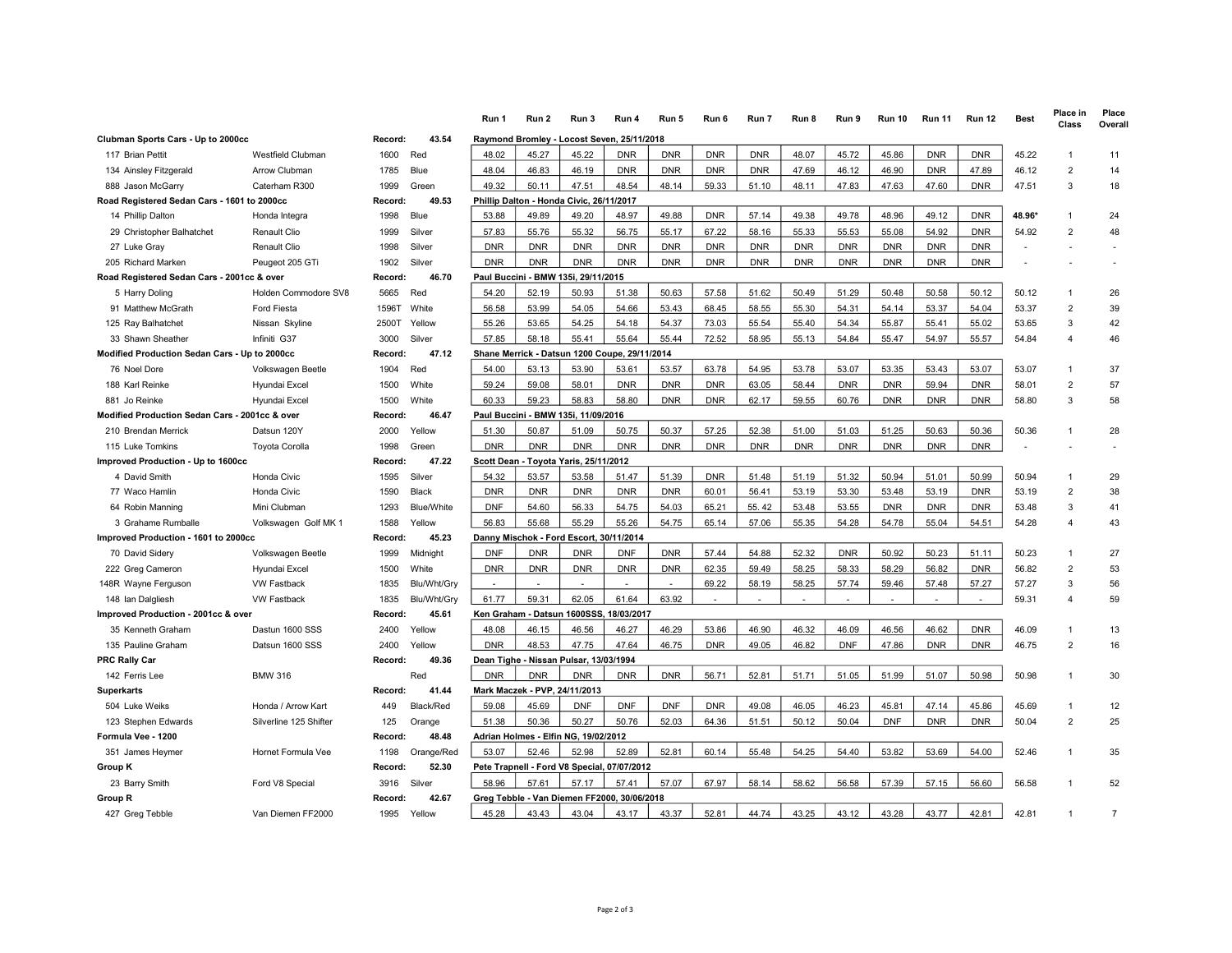| Class / Driver | Car | cc | Colour | Run 1 | Run 2 | Run 3 | Run 4 | Run 5 | Run 6 | Run 7 | Run 8 | Run 9 | Run 10 | Run 11 | Run 12 | Best | Place in Class | Place Overall |
|---|---|---|---|---|---|---|---|---|---|---|---|---|---|---|---|---|---|---|
| **Clubman Sports Cars - Up to 2000cc** | | Record: | 43.54 | Raymond Bromley - Locost Seven, 25/11/2018 | | | | | | | | | | | | | | |
| 117 Brian Pettit | Westfield Clubman | 1600 | Red | 48.02 | 45.27 | 45.22 | DNR | DNR | DNR | DNR | 48.07 | 45.72 | 45.86 | DNR | DNR | 45.22 | 1 | 11 |
| 134 Ainsley Fitzgerald | Arrow Clubman | 1785 | Blue | 48.04 | 46.83 | 46.19 | DNR | DNR | DNR | DNR | 47.69 | 46.12 | 46.90 | DNR | 47.89 | 46.12 | 2 | 14 |
| 888 Jason McGarry | Caterham R300 | 1999 | Green | 49.32 | 50.11 | 47.51 | 48.54 | 48.14 | 59.33 | 51.10 | 48.11 | 47.83 | 47.63 | 47.60 | DNR | 47.51 | 3 | 18 |
| **Road Registered Sedan Cars - 1601 to 2000cc** | | Record: | 49.53 | Phillip Dalton - Honda Civic, 26/11/2017 | | | | | | | | | | | | | | |
| 14 Phillip Dalton | Honda Integra | 1998 | Blue | 53.88 | 49.89 | 49.20 | 48.97 | 49.88 | DNR | 57.14 | 49.38 | 49.78 | 48.96 | 49.12 | DNR | 48.96* | 1 | 24 |
| 29 Christopher Balhatchet | Renault Clio | 1999 | Silver | 57.83 | 55.76 | 55.32 | 56.75 | 55.17 | 67.22 | 58.16 | 55.33 | 55.53 | 55.08 | 54.92 | DNR | 54.92 | 2 | 48 |
| 27 Luke Gray | Renault Clio | 1998 | Silver | DNR | DNR | DNR | DNR | DNR | DNR | DNR | DNR | DNR | DNR | DNR | DNR | - | - | - |
| 205 Richard Marken | Peugeot 205 GTi | 1902 | Silver | DNR | DNR | DNR | DNR | DNR | DNR | DNR | DNR | DNR | DNR | DNR | DNR | - | - | - |
| **Road Registered Sedan Cars - 2001cc & over** | | Record: | 46.70 | Paul Buccini - BMW 135i, 29/11/2015 | | | | | | | | | | | | | | |
| 5 Harry Doling | Holden Commodore SV8 | 5665 | Red | 54.20 | 52.19 | 50.93 | 51.38 | 50.63 | 57.58 | 51.62 | 50.49 | 51.29 | 50.48 | 50.58 | 50.12 | 50.12 | 1 | 26 |
| 91 Matthew McGrath | Ford Fiesta | 1596T | White | 56.58 | 53.99 | 54.05 | 54.66 | 53.43 | 68.45 | 58.55 | 55.30 | 54.31 | 54.14 | 53.37 | 54.04 | 53.37 | 2 | 39 |
| 125 Ray Balhatchet | Nissan Skyline | 2500T | Yellow | 55.26 | 53.65 | 54.25 | 54.18 | 54.37 | 73.03 | 55.54 | 55.40 | 54.34 | 55.87 | 55.41 | 55.02 | 53.65 | 3 | 42 |
| 33 Shawn Sheather | Infiniti G37 | 3000 | Silver | 57.85 | 58.18 | 55.41 | 55.64 | 55.44 | 72.52 | 58.95 | 55.13 | 54.84 | 55.47 | 54.97 | 55.57 | 54.84 | 4 | 46 |
| **Modified Production Sedan Cars - Up to 2000cc** | | Record: | 47.12 | Shane Merrick - Datsun 1200 Coupe, 29/11/2014 | | | | | | | | | | | | | | |
| 76 Noel Dore | Volkswagen Beetle | 1904 | Red | 54.00 | 53.13 | 53.90 | 53.61 | 53.57 | 63.78 | 54.95 | 53.78 | 53.07 | 53.35 | 53.43 | 53.07 | 53.07 | 1 | 37 |
| 188 Karl Reinke | Hyundai Excel | 1500 | White | 59.24 | 59.08 | 58.01 | DNR | DNR | DNR | 63.05 | 58.44 | DNR | DNR | 59.94 | DNR | 58.01 | 2 | 57 |
| 881 Jo Reinke | Hyundai Excel | 1500 | White | 60.33 | 59.23 | 58.83 | 58.80 | DNR | DNR | 62.17 | 59.55 | 60.76 | DNR | DNR | DNR | 58.80 | 3 | 58 |
| **Modified Production Sedan Cars - 2001cc & over** | | Record: | 46.47 | Paul Buccini - BMW 135i, 11/09/2016 | | | | | | | | | | | | | | |
| 210 Brendan Merrick | Datsun 120Y | 2000 | Yellow | 51.30 | 50.87 | 51.09 | 50.75 | 50.37 | 57.25 | 52.38 | 51.00 | 51.03 | 51.25 | 50.63 | 50.36 | 50.36 | 1 | 28 |
| 115 Luke Tomkins | Toyota Corolla | 1998 | Green | DNR | DNR | DNR | DNR | DNR | DNR | DNR | DNR | DNR | DNR | DNR | DNR | - | - | - |
| **Improved Production - Up to 1600cc** | | Record: | 47.22 | Scott Dean - Toyota Yaris, 25/11/2012 | | | | | | | | | | | | | | |
| 4 David Smith | Honda Civic | 1595 | Silver | 54.32 | 53.57 | 53.58 | 51.47 | 51.39 | DNR | 51.48 | 51.19 | 51.32 | 50.94 | 51.01 | 50.99 | 50.94 | 1 | 29 |
| 77 Waco Hamlin | Honda Civic | 1590 | Black | DNR | DNR | DNR | DNR | DNR | 60.01 | 56.41 | 53.19 | 53.30 | 53.48 | 53.19 | DNR | 53.19 | 2 | 38 |
| 64 Robin Manning | Mini Clubman | 1293 | Blue/White | DNF | 54.60 | 56.33 | 54.75 | 54.03 | 65.21 | 55. 42 | 53.48 | 53.55 | DNR | DNR | DNR | 53.48 | 3 | 41 |
| 3 Grahame Rumballe | Volkswagen Golf MK 1 | 1588 | Yellow | 56.83 | 55.68 | 55.29 | 55.26 | 54.75 | 65.14 | 57.06 | 55.35 | 54.28 | 54.78 | 55.04 | 54.51 | 54.28 | 4 | 43 |
| **Improved Production - 1601 to 2000cc** | | Record: | 45.23 | Danny Mischok - Ford Escort, 30/11/2014 | | | | | | | | | | | | | | |
| 70 David Sidery | Volkswagen Beetle | 1999 | Midnight | DNF | DNR | DNR | DNF | DNR | 57.44 | 54.88 | 52.32 | DNR | 50.92 | 50.23 | 51.11 | 50.23 | 1 | 27 |
| 222 Greg Cameron | Hyundai Excel | 1500 | White | DNR | DNR | DNR | DNR | DNR | 62.35 | 59.49 | 58.25 | 58.33 | 58.29 | 56.82 | DNR | 56.82 | 2 | 53 |
| 148R Wayne Ferguson | VW Fastback | 1835 | Blu/Wht/Gry | - | - | - | - | - | 69.22 | 58.19 | 58.25 | 57.74 | 59.46 | 57.48 | 57.27 | 57.27 | 3 | 56 |
| 148 Ian Dalgliesh | VW Fastback | 1835 | Blu/Wht/Gry | 61.77 | 59.31 | 62.05 | 61.64 | 63.92 | - | - | - | - | - | - | - | 59.31 | 4 | 59 |
| **Improved Production - 2001cc & over** | | Record: | 45.61 | Ken Graham - Datsun 1600SSS, 18/03/2017 | | | | | | | | | | | | | | |
| 35 Kenneth Graham | Dastun 1600 SSS | 2400 | Yellow | 48.08 | 46.15 | 46.56 | 46.27 | 46.29 | 53.86 | 46.90 | 46.32 | 46.09 | 46.56 | 46.62 | DNR | 46.09 | 1 | 13 |
| 135 Pauline Graham | Datsun 1600 SSS | 2400 | Yellow | DNR | 48.53 | 47.75 | 47.64 | 46.75 | DNR | 49.05 | 46.82 | DNF | 47.86 | DNR | DNR | 46.75 | 2 | 16 |
| **PRC Rally Car** | | Record: | 49.36 | Dean Tighe - Nissan Pulsar, 13/03/1994 | | | | | | | | | | | | | | |
| 142 Ferris Lee | BMW 316 | | Red | DNR | DNR | DNR | DNR | DNR | 56.71 | 52.81 | 51.71 | 51.05 | 51.99 | 51.07 | 50.98 | 50.98 | 1 | 30 |
| **Superkarts** | | Record: | 41.44 | Mark Maczek - PVP, 24/11/2013 | | | | | | | | | | | | | | |
| 504 Luke Weiks | Honda / Arrow Kart | 449 | Black/Red | 59.08 | 45.69 | DNF | DNF | DNF | DNR | 49.08 | 46.05 | 46.23 | 45.81 | 47.14 | 45.86 | 45.69 | 1 | 12 |
| 123 Stephen Edwards | Silverline 125 Shifter | 125 | Orange | 51.38 | 50.36 | 50.27 | 50.76 | 52.03 | 64.36 | 51.51 | 50.12 | 50.04 | DNF | DNR | DNR | 50.04 | 2 | 25 |
| **Formula Vee - 1200** | | Record: | 48.48 | Adrian Holmes - Elfin NG, 19/02/2012 | | | | | | | | | | | | | | |
| 351 James Heymer | Hornet Formula Vee | 1198 | Orange/Red | 53.07 | 52.46 | 52.98 | 52.89 | 52.81 | 60.14 | 55.48 | 54.25 | 54.40 | 53.82 | 53.69 | 54.00 | 52.46 | 1 | 35 |
| **Group K** | | Record: | 52.30 | Pete Trapnell - Ford V8 Special, 07/07/2012 | | | | | | | | | | | | | | |
| 23 Barry Smith | Ford V8 Special | 3916 | Silver | 58.96 | 57.61 | 57.17 | 57.41 | 57.07 | 67.97 | 58.14 | 58.62 | 56.58 | 57.39 | 57.15 | 56.60 | 56.58 | 1 | 52 |
| **Group R** | | Record: | 42.67 | Greg Tebble - Van Diemen FF2000, 30/06/2018 | | | | | | | | | | | | | | |
| 427 Greg Tebble | Van Diemen FF2000 | 1995 | Yellow | 45.28 | 43.43 | 43.04 | 43.17 | 43.37 | 52.81 | 44.74 | 43.25 | 43.12 | 43.28 | 43.77 | 42.81 | 42.81 | 1 | 7 |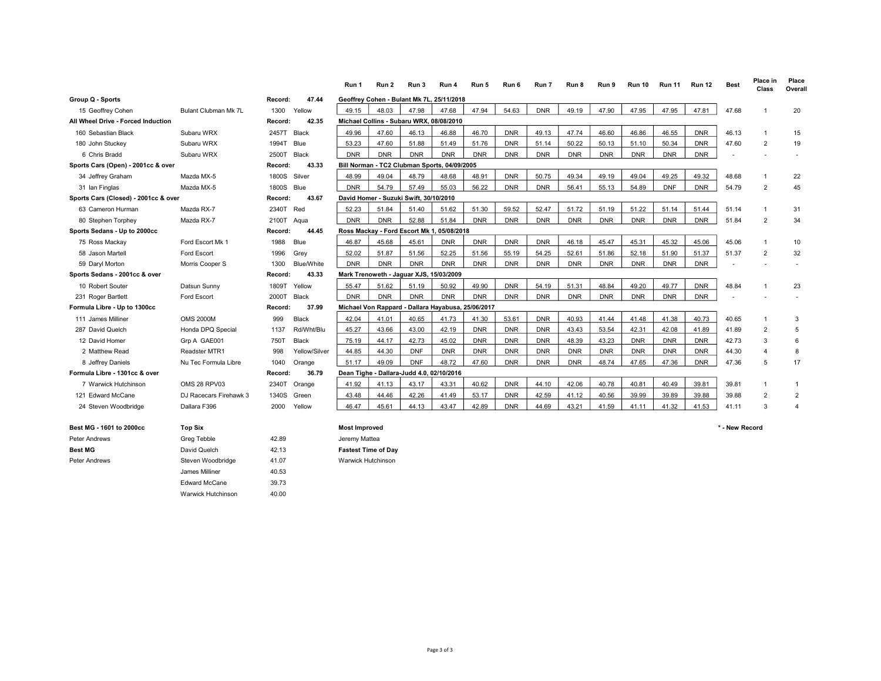| | | | | Run 1 | Run 2 | Run 3 | Run 4 | Run 5 | Run 6 | Run 7 | Run 8 | Run 9 | Run 10 | Run 11 | Run 12 | Best | Place in Class | Place Overall |
|---|---|---|---|---|---|---|---|---|---|---|---|---|---|---|---|---|---|---|
| **Group Q - Sports** | | **Record:** | **47.44** | **Geoffrey Cohen - Bulant Mk 7L, 25/11/2018** | | | | | | | | | | | | | | |
| 15 Geoffrey Cohen | Bulant Clubman Mk 7L | 1300 | Yellow | 49.15 | 48.03 | 47.98 | 47.68 | 47.94 | 54.63 | DNR | 49.19 | 47.90 | 47.95 | 47.95 | 47.81 | 47.68 | 1 | 20 |
| **All Wheel Drive - Forced Induction** | | **Record:** | **42.35** | **Michael Collins - Subaru WRX, 08/08/2010** | | | | | | | | | | | | | | |
| 160 Sebastian Black | Subaru WRX | 2457T | Black | 49.96 | 47.60 | 46.13 | 46.88 | 46.70 | DNR | 49.13 | 47.74 | 46.60 | 46.86 | 46.55 | DNR | 46.13 | 1 | 15 |
| 180 John Stuckey | Subaru WRX | 1994T | Blue | 53.23 | 47.60 | 51.88 | 51.49 | 51.76 | DNR | 51.14 | 50.22 | 50.13 | 51.10 | 50.34 | DNR | 47.60 | 2 | 19 |
| 6 Chris Bradd | Subaru WRX | 2500T | Black | DNR | DNR | DNR | DNR | DNR | DNR | DNR | DNR | DNR | DNR | DNR | DNR | - | - | - |
| **Sports Cars (Open) - 2001cc & over** | | **Record:** | **43.33** | **Bill Norman - TC2 Clubman Sports, 04/09/2005** | | | | | | | | | | | | | | |
| 34 Jeffrey Graham | Mazda MX-5 | 1800S | Silver | 48.99 | 49.04 | 48.79 | 48.68 | 48.91 | DNR | 50.75 | 49.34 | 49.19 | 49.04 | 49.25 | 49.32 | 48.68 | 1 | 22 |
| 31 Ian Finglas | Mazda MX-5 | 1800S | Blue | DNR | 54.79 | 57.49 | 55.03 | 56.22 | DNR | DNR | 56.41 | 55.13 | 54.89 | DNF | DNR | 54.79 | 2 | 45 |
| **Sports Cars (Closed) - 2001cc & over** | | **Record:** | **43.67** | **David Homer - Suzuki Swift, 30/10/2010** | | | | | | | | | | | | | | |
| 63 Cameron Hurman | Mazda RX-7 | 2340T | Red | 52.23 | 51.84 | 51.40 | 51.62 | 51.30 | 59.52 | 52.47 | 51.72 | 51.19 | 51.22 | 51.14 | 51.44 | 51.14 | 1 | 31 |
| 80 Stephen Torphey | Mazda RX-7 | 2100T | Aqua | DNR | DNR | 52.88 | 51.84 | DNR | DNR | DNR | DNR | DNR | DNR | DNR | DNR | 51.84 | 2 | 34 |
| **Sports Sedans - Up to 2000cc** | | **Record:** | **44.45** | **Ross Mackay - Ford Escort Mk 1, 05/08/2018** | | | | | | | | | | | | | | |
| 75 Ross Mackay | Ford Escort Mk 1 | 1988 | Blue | 46.87 | 45.68 | 45.61 | DNR | DNR | DNR | DNR | 46.18 | 45.47 | 45.31 | 45.32 | 45.06 | 45.06 | 1 | 10 |
| 58 Jason Martell | Ford Escort | 1996 | Grey | 52.02 | 51.87 | 51.56 | 52.25 | 51.56 | 55.19 | 54.25 | 52.61 | 51.86 | 52.18 | 51.90 | 51.37 | 51.37 | 2 | 32 |
| 59 Daryl Morton | Morris Cooper S | 1300 | Blue/White | DNR | DNR | DNR | DNR | DNR | DNR | DNR | DNR | DNR | DNR | DNR | DNR | - | - | - |
| **Sports Sedans - 2001cc & over** | | **Record:** | **43.33** | **Mark Trenoweth - Jaguar XJS, 15/03/2009** | | | | | | | | | | | | | | |
| 10 Robert Souter | Datsun Sunny | 1809T | Yellow | 55.47 | 51.62 | 51.19 | 50.92 | 49.90 | DNR | 54.19 | 51.31 | 48.84 | 49.20 | 49.77 | DNR | 48.84 | 1 | 23 |
| 231 Roger Bartlett | Ford Escort | 2000T | Black | DNR | DNR | DNR | DNR | DNR | DNR | DNR | DNR | DNR | DNR | DNR | DNR | - | - | - |
| **Formula Libre - Up to 1300cc** | | **Record:** | **37.99** | **Michael Von Rappard - Dallara Hayabusa, 25/06/2017** | | | | | | | | | | | | | | |
| 111 James Milliner | OMS 2000M | 999 | Black | 42.04 | 41.01 | 40.65 | 41.73 | 41.30 | 53.61 | DNR | 40.93 | 41.44 | 41.48 | 41.38 | 40.73 | 40.65 | 1 | 3 |
| 287 David Quelch | Honda DPQ Special | 1137 | Rd/Wht/Blu | 45.27 | 43.66 | 43.00 | 42.19 | DNR | DNR | DNR | 43.43 | 53.54 | 42.31 | 42.08 | 41.89 | 41.89 | 2 | 5 |
| 12 David Homer | Grp A GAE001 | 750T | Black | 75.19 | 44.17 | 42.73 | 45.02 | DNR | DNR | DNR | 48.39 | 43.23 | DNR | DNR | DNR | 42.73 | 3 | 6 |
| 2 Matthew Read | Readster MTR1 | 998 | Yellow/Silver | 44.85 | 44.30 | DNF | DNR | DNR | DNR | DNR | DNR | DNR | DNR | DNR | DNR | 44.30 | 4 | 8 |
| 8 Jeffrey Daniels | Nu Tec Formula Libre | 1040 | Orange | 51.17 | 49.09 | DNF | 48.72 | 47.60 | DNR | DNR | DNR | 48.74 | 47.65 | 47.36 | DNR | 47.36 | 5 | 17 |
| **Formula Libre - 1301cc & over** | | **Record:** | **36.79** | **Dean Tighe - Dallara-Judd 4.0, 02/10/2016** | | | | | | | | | | | | | | |
| 7 Warwick Hutchinson | OMS 28 RPV03 | 2340T | Orange | 41.92 | 41.13 | 43.17 | 43.31 | 40.62 | DNR | 44.10 | 42.06 | 40.78 | 40.81 | 40.49 | 39.81 | 39.81 | 1 | 1 |
| 121 Edward McCane | DJ Racecars Firehawk 3 | 1340S | Green | 43.48 | 44.46 | 42.26 | 41.49 | 53.17 | DNR | 42.59 | 41.12 | 40.56 | 39.99 | 39.89 | 39.88 | 39.88 | 2 | 2 |
| 24 Steven Woodbridge | Dallara F396 | 2000 | Yellow | 46.47 | 45.61 | 44.13 | 43.47 | 42.89 | DNR | 44.69 | 43.21 | 41.59 | 41.11 | 41.32 | 41.53 | 41.11 | 3 | 4 |

| | | | |
|---|---|---|---|
| **Best MG - 1601 to 2000cc** | **Top Six** | | **Most Improved** |
| Peter Andrews | Greg Tebble | 42.89 | Jeremy Mattea |
| **Best MG** | David Quelch | 42.13 | **Fastest Time of Day** |
| Peter Andrews | Steven Woodbridge | 41.07 | Warwick Hutchinson |
| | James Milliner | 40.53 | |
| | Edward McCane | 39.73 | |
| | Warwick Hutchinson | 40.00 | |

* - New Record